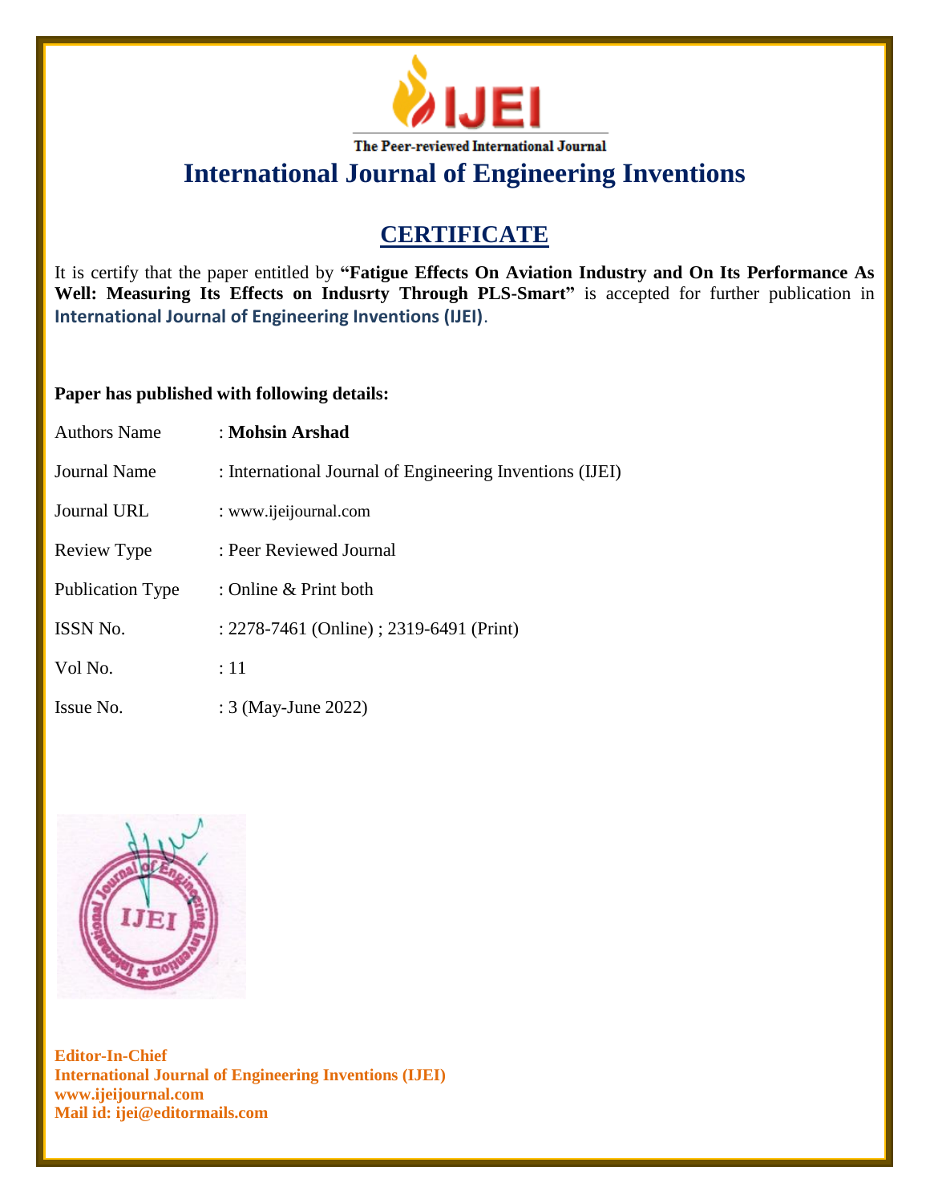IJEI

The Peer-reviewed International Journal

# International Journal of Engineering Inventions

## CERTIFICATE

It is certify that the paper entitled by **"Fatigue Effects On Aviation Industry and On Its Performance As Well: Measuring Its Effects on Indusrty Through PLS-Smart"** is accepted for further publication in **International Journal of Engineering Inventions (IJEI)**.

**Paper has published with following details:**

| | |
|---|---|
| Authors Name | : **Mohsin Arshad** |
| Journal Name | : International Journal of Engineering Inventions (IJEI) |
| Journal URL | : www.ijeijournal.com |
| Review Type | : Peer Reviewed Journal |
| Publication Type | : Online & Print both |
| ISSN No. | : 2278-7461 (Online) ; 2319-6491 (Print) |
| Vol No. | : 11 |
| Issue No. | : 3 (May-June 2022) |

International Journal of Engineering Invention ✻ IJEI

**Editor-In-Chief**
**International Journal of Engineering Inventions (IJEI)**
**www.ijeijournal.com**
**Mail id: ijei@editormails.com**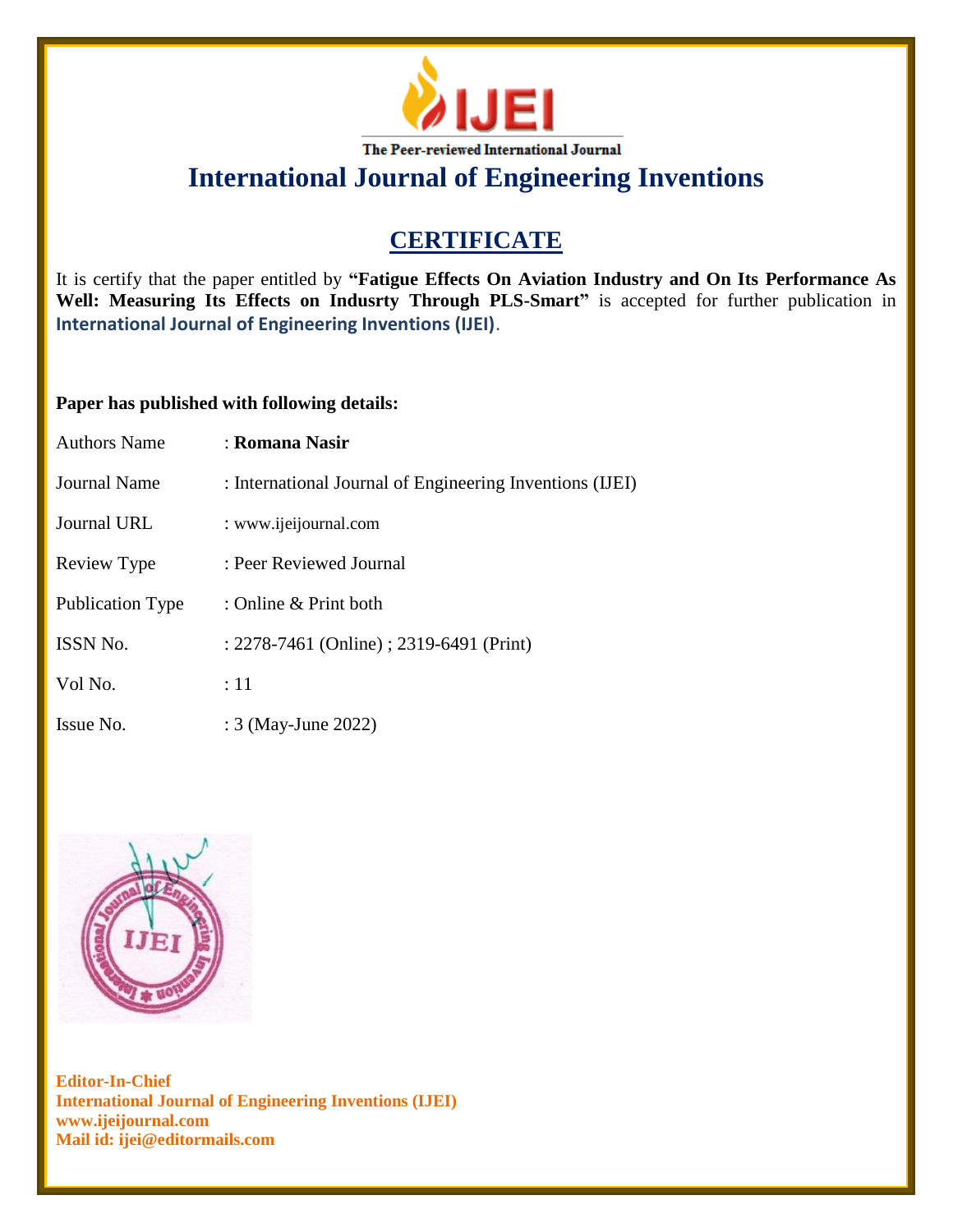IJEI

The Peer-reviewed International Journal

# International Journal of Engineering Inventions

## CERTIFICATE

It is certify that the paper entitled by **"Fatigue Effects On Aviation Industry and On Its Performance As Well: Measuring Its Effects on Indusrty Through PLS-Smart"** is accepted for further publication in **International Journal of Engineering Inventions (IJEI)**.

**Paper has published with following details:**

| | |
|---|---|
| Authors Name | : **Romana Nasir** |
| Journal Name | : International Journal of Engineering Inventions (IJEI) |
| Journal URL | : www.ijeijournal.com |
| Review Type | : Peer Reviewed Journal |
| Publication Type | : Online & Print both |
| ISSN No. | : 2278-7461 (Online) ; 2319-6491 (Print) |
| Vol No. | : 11 |
| Issue No. | : 3 (May-June 2022) |

**Editor-In-Chief**
**International Journal of Engineering Inventions (IJEI)**
**www.ijeijournal.com**
**Mail id: ijei@editormails.com**